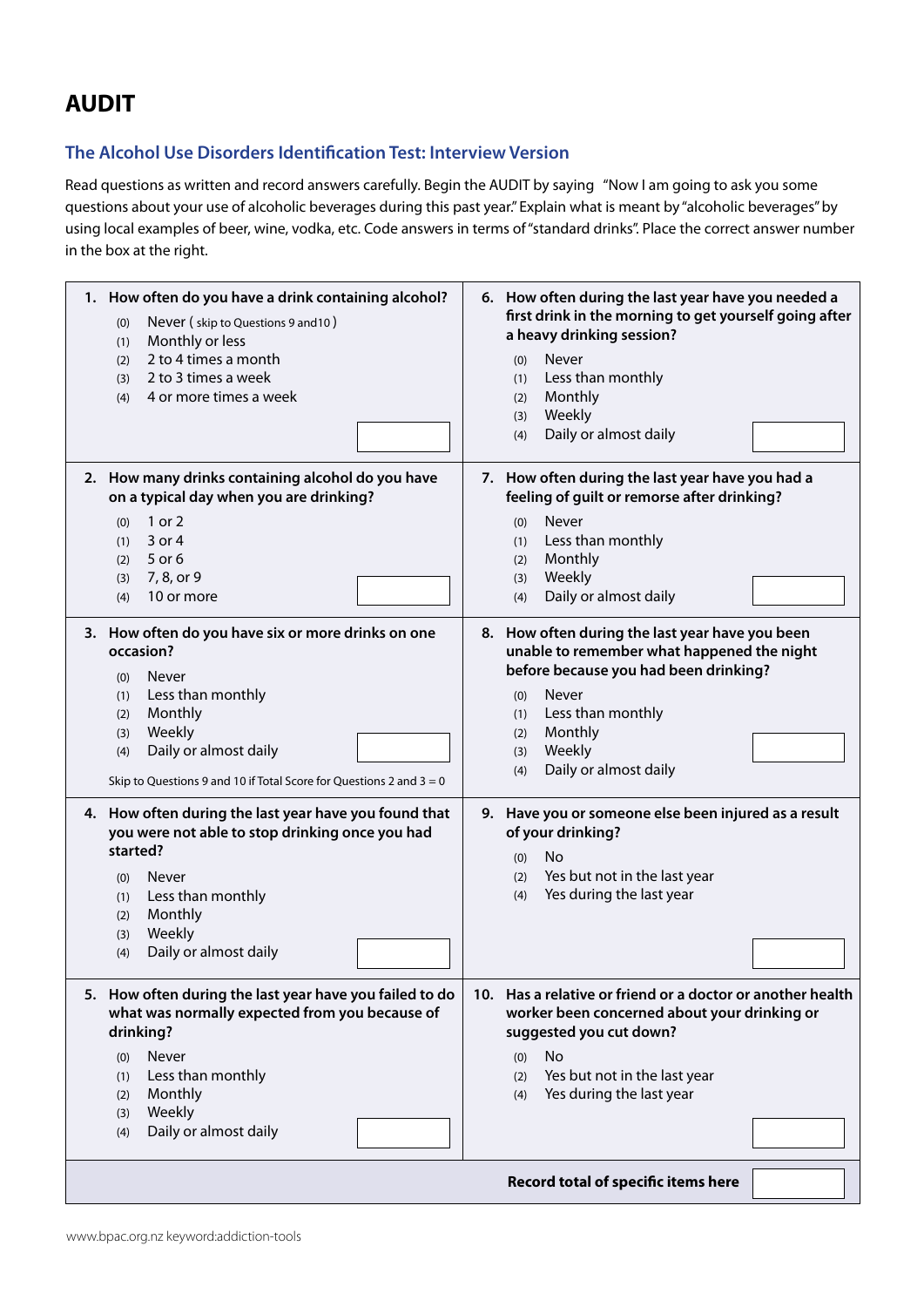# AUDIT

## The Alcohol Use Disorders Identification Test: Interview Version

Read questions as written and record answers carefully. Begin the AUDIT by saying "Now I am going to ask you some questions about your use of alcoholic beverages during this past year." Explain what is meant by "alcoholic beverages" by using local examples of beer, wine, vodka, etc. Code answers in terms of "standard drinks". Place the correct answer number in the box at the right.

**1. How often do you have a drink containing alcohol?**

- (0) Never ( skip to Questions 9 and10 )
- (1) Monthly or less
- (2) 2 to 4 times a month
- (3) 2 to 3 times a week
- (4) 4 or more times a week

**2. How many drinks containing alcohol do you have on a typical day when you are drinking?**

- (0) 1 or 2
- (1) 3 or 4
- (2) 5 or 6
- (3) 7, 8, or 9
- (4) 10 or more

**3. How often do you have six or more drinks on one occasion?**

- (0) Never
- (1) Less than monthly
- (2) Monthly
- (3) Weekly
- (4) Daily or almost daily

Skip to Questions 9 and 10 if Total Score for Questions 2 and 3 = 0

**4. How often during the last year have you found that you were not able to stop drinking once you had started?**

- (0) Never
- (1) Less than monthly
- (2) Monthly
- (3) Weekly
- (4) Daily or almost daily

**5. How often during the last year have you failed to do what was normally expected from you because of drinking?**

- (0) Never
- (1) Less than monthly
- (2) Monthly
- (3) Weekly
- (4) Daily or almost daily

**6. How often during the last year have you needed a first drink in the morning to get yourself going after a heavy drinking session?**

- (0) Never
- (1) Less than monthly
- (2) Monthly
- (3) Weekly
- (4) Daily or almost daily

**7. How often during the last year have you had a feeling of guilt or remorse after drinking?**

- (0) Never
- (1) Less than monthly
- (2) Monthly
- (3) Weekly
- (4) Daily or almost daily

**8. How often during the last year have you been unable to remember what happened the night before because you had been drinking?**

- (0) Never
- (1) Less than monthly
- (2) Monthly
- (3) Weekly
- (4) Daily or almost daily

**9. Have you or someone else been injured as a result of your drinking?**

- (0) No
- (2) Yes but not in the last year
- (4) Yes during the last year

**10. Has a relative or friend or a doctor or another health worker been concerned about your drinking or suggested you cut down?**

- (0) No
- (2) Yes but not in the last year
- (4) Yes during the last year

**Record total of specific items here**

www.bpac.org.nz keyword:addiction-tools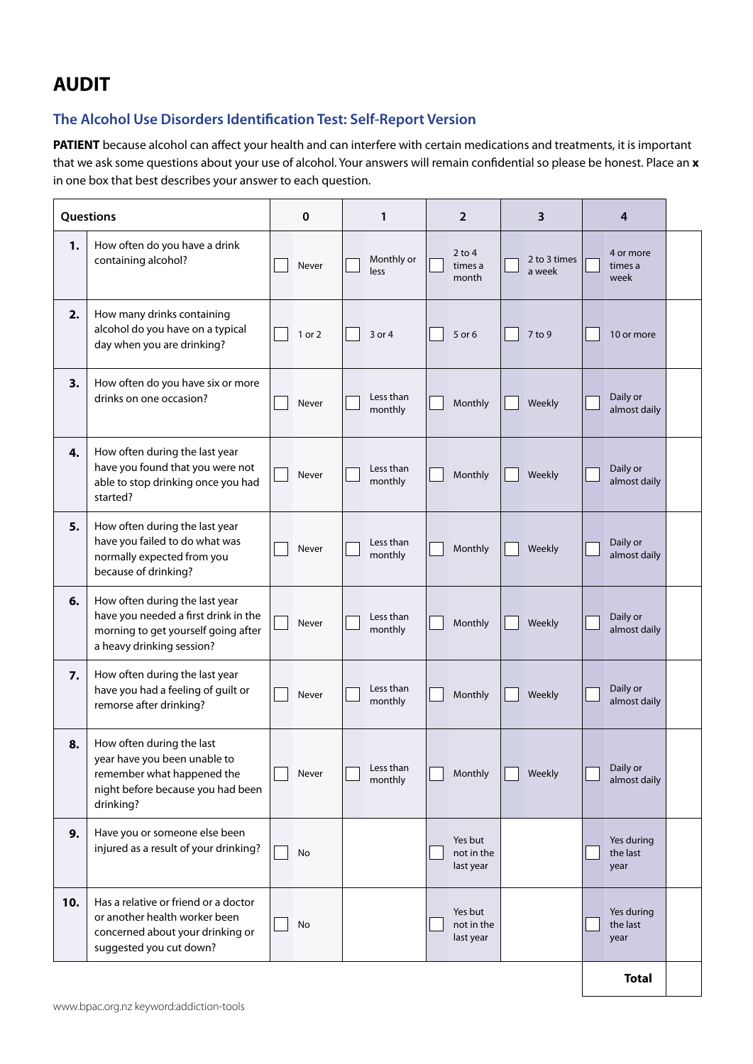# AUDIT

## The Alcohol Use Disorders Identification Test: Self-Report Version

**PATIENT** because alcohol can affect your health and can interfere with certain medications and treatments, it is important that we ask some questions about your use of alcohol. Your answers will remain confidential so please be honest. Place an **x** in one box that best describes your answer to each question.

| | Questions | 0 | 1 | 2 | 3 | 4 | |
|---|---|---|---|---|---|---|---|
| **1.** | How often do you have a drink containing alcohol? | Never | Monthly or less | 2 to 4 times a month | 2 to 3 times a week | 4 or more times a week | |
| **2.** | How many drinks containing alcohol do you have on a typical day when you are drinking? | 1 or 2 | 3 or 4 | 5 or 6 | 7 to 9 | 10 or more | |
| **3.** | How often do you have six or more drinks on one occasion? | Never | Less than monthly | Monthly | Weekly | Daily or almost daily | |
| **4.** | How often during the last year have you found that you were not able to stop drinking once you had started? | Never | Less than monthly | Monthly | Weekly | Daily or almost daily | |
| **5.** | How often during the last year have you failed to do what was normally expected from you because of drinking? | Never | Less than monthly | Monthly | Weekly | Daily or almost daily | |
| **6.** | How often during the last year have you needed a first drink in the morning to get yourself going after a heavy drinking session? | Never | Less than monthly | Monthly | Weekly | Daily or almost daily | |
| **7.** | How often during the last year have you had a feeling of guilt or remorse after drinking? | Never | Less than monthly | Monthly | Weekly | Daily or almost daily | |
| **8.** | How often during the last year have you been unable to remember what happened the night before because you had been drinking? | Never | Less than monthly | Monthly | Weekly | Daily or almost daily | |
| **9.** | Have you or someone else been injured as a result of your drinking? | No | | Yes but not in the last year | | Yes during the last year | |
| **10.** | Has a relative or friend or a doctor or another health worker been concerned about your drinking or suggested you cut down? | No | | Yes but not in the last year | | Yes during the last year | |
| | | | | | | **Total** | |

www.bpac.org.nz keyword:addiction-tools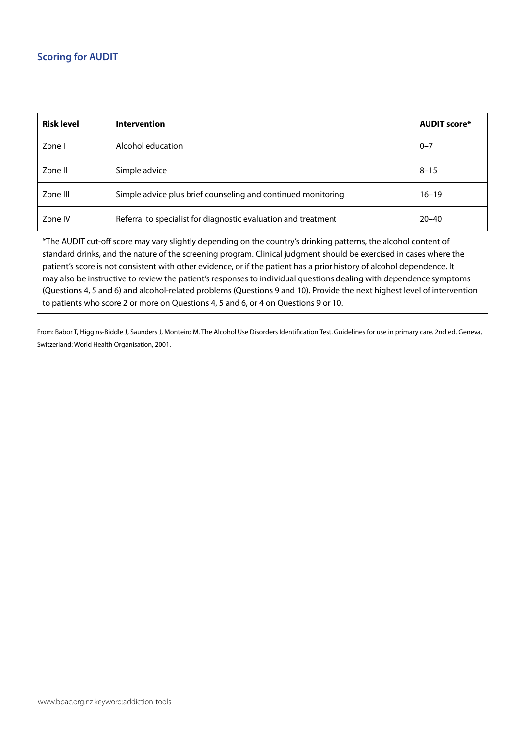## Scoring for AUDIT

| Risk level | Intervention | AUDIT score* |
|---|---|---|
| Zone I | Alcohol education | 0–7 |
| Zone II | Simple advice | 8–15 |
| Zone III | Simple advice plus brief counseling and continued monitoring | 16–19 |
| Zone IV | Referral to specialist for diagnostic evaluation and treatment | 20–40 |

*The AUDIT cut-off score may vary slightly depending on the country's drinking patterns, the alcohol content of standard drinks, and the nature of the screening program. Clinical judgment should be exercised in cases where the patient's score is not consistent with other evidence, or if the patient has a prior history of alcohol dependence. It may also be instructive to review the patient's responses to individual questions dealing with dependence symptoms (Questions 4, 5 and 6) and alcohol-related problems (Questions 9 and 10). Provide the next highest level of intervention to patients who score 2 or more on Questions 4, 5 and 6, or 4 on Questions 9 or 10.

From: Babor T, Higgins-Biddle J, Saunders J, Monteiro M. The Alcohol Use Disorders Identification Test. Guidelines for use in primary care. 2nd ed. Geneva, Switzerland: World Health Organisation, 2001.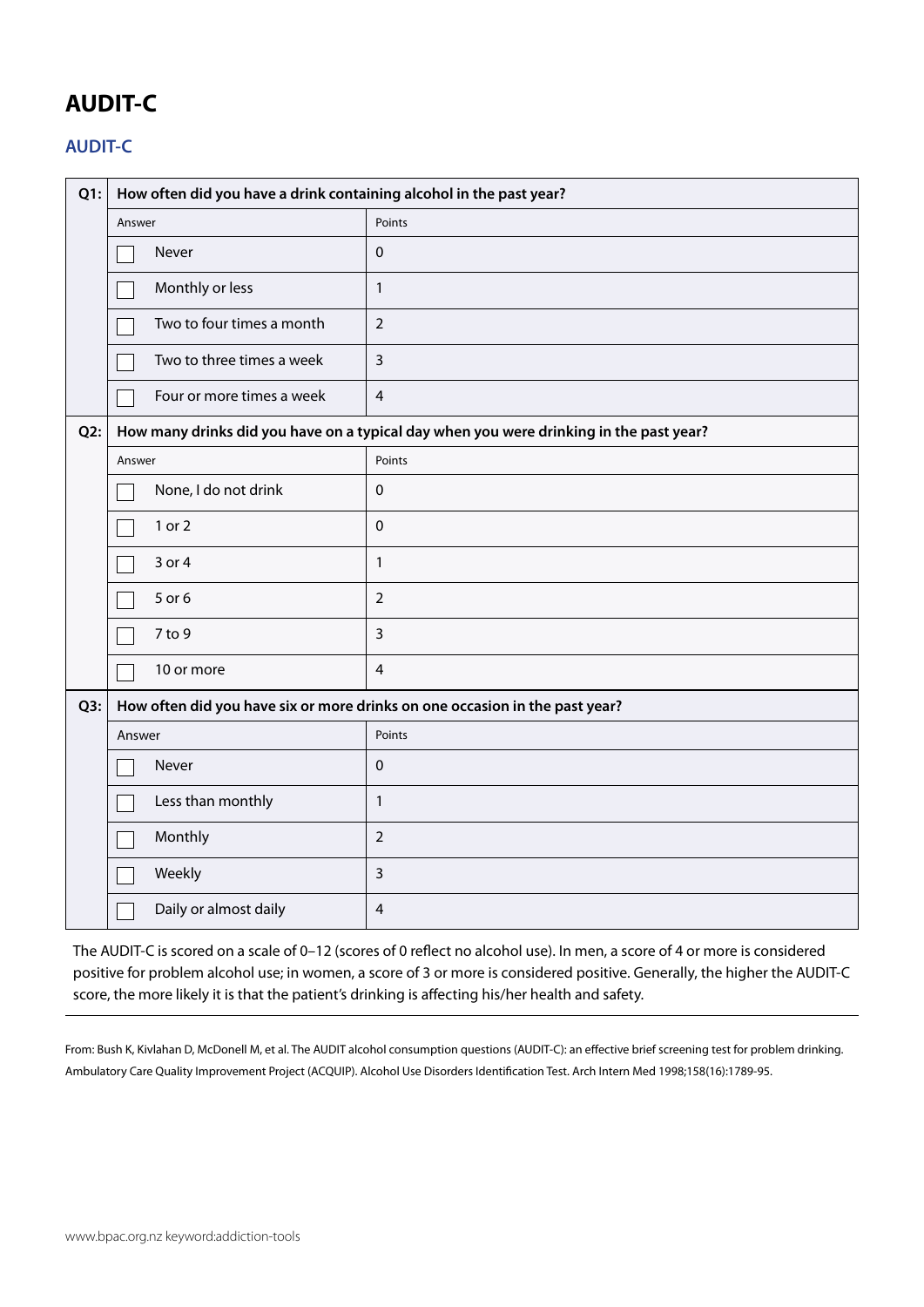# AUDIT-C

## AUDIT-C

| | | |
|---|---|---|
| **Q1:** | **How often did you have a drink containing alcohol in the past year?** | |
| | Answer | Points |
| | ☐ Never | 0 |
| | ☐ Monthly or less | 1 |
| | ☐ Two to four times a month | 2 |
| | ☐ Two to three times a week | 3 |
| | ☐ Four or more times a week | 4 |
| **Q2:** | **How many drinks did you have on a typical day when you were drinking in the past year?** | |
| | Answer | Points |
| | ☐ None, I do not drink | 0 |
| | ☐ 1 or 2 | 0 |
| | ☐ 3 or 4 | 1 |
| | ☐ 5 or 6 | 2 |
| | ☐ 7 to 9 | 3 |
| | ☐ 10 or more | 4 |
| **Q3:** | **How often did you have six or more drinks on one occasion in the past year?** | |
| | Answer | Points |
| | ☐ Never | 0 |
| | ☐ Less than monthly | 1 |
| | ☐ Monthly | 2 |
| | ☐ Weekly | 3 |
| | ☐ Daily or almost daily | 4 |

The AUDIT-C is scored on a scale of 0–12 (scores of 0 reflect no alcohol use). In men, a score of 4 or more is considered positive for problem alcohol use; in women, a score of 3 or more is considered positive. Generally, the higher the AUDIT-C score, the more likely it is that the patient's drinking is affecting his/her health and safety.

---

From: Bush K, Kivlahan D, McDonell M, et al. The AUDIT alcohol consumption questions (AUDIT-C): an effective brief screening test for problem drinking. Ambulatory Care Quality Improvement Project (ACQUIP). Alcohol Use Disorders Identification Test. Arch Intern Med 1998;158(16):1789-95.

www.bpac.org.nz keyword:addiction-tools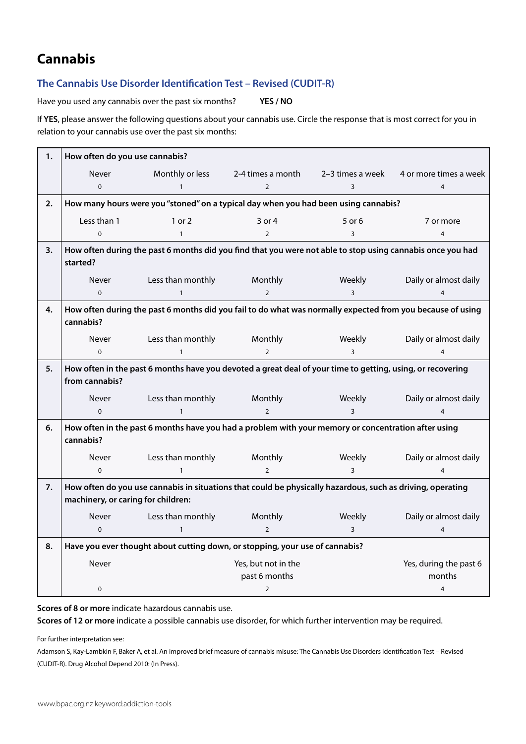# Cannabis

## The Cannabis Use Disorder Identification Test – Revised (CUDIT-R)

Have you used any cannabis over the past six months? **YES / NO**

If **YES**, please answer the following questions about your cannabis use. Circle the response that is most correct for you in relation to your cannabis use over the past six months:

| | | | | | |
|---|---|---|---|---|---|
| **1.** | **How often do you use cannabis?** | | | | |
| | Never<br>0 | Monthly or less<br>1 | 2-4 times a month<br>2 | 2–3 times a week<br>3 | 4 or more times a week<br>4 |
| **2.** | **How many hours were you "stoned" on a typical day when you had been using cannabis?** | | | | |
| | Less than 1<br>0 | 1 or 2<br>1 | 3 or 4<br>2 | 5 or 6<br>3 | 7 or more<br>4 |
| **3.** | **How often during the past 6 months did you find that you were not able to stop using cannabis once you had started?** | | | | |
| | Never<br>0 | Less than monthly<br>1 | Monthly<br>2 | Weekly<br>3 | Daily or almost daily<br>4 |
| **4.** | **How often during the past 6 months did you fail to do what was normally expected from you because of using cannabis?** | | | | |
| | Never<br>0 | Less than monthly<br>1 | Monthly<br>2 | Weekly<br>3 | Daily or almost daily<br>4 |
| **5.** | **How often in the past 6 months have you devoted a great deal of your time to getting, using, or recovering from cannabis?** | | | | |
| | Never<br>0 | Less than monthly<br>1 | Monthly<br>2 | Weekly<br>3 | Daily or almost daily<br>4 |
| **6.** | **How often in the past 6 months have you had a problem with your memory or concentration after using cannabis?** | | | | |
| | Never<br>0 | Less than monthly<br>1 | Monthly<br>2 | Weekly<br>3 | Daily or almost daily<br>4 |
| **7.** | **How often do you use cannabis in situations that could be physically hazardous, such as driving, operating machinery, or caring for children:** | | | | |
| | Never<br>0 | Less than monthly<br>1 | Monthly<br>2 | Weekly<br>3 | Daily or almost daily<br>4 |
| **8.** | **Have you ever thought about cutting down, or stopping, your use of cannabis?** | | | | |
| | Never<br>0 | | Yes, but not in the past 6 months<br>2 | | Yes, during the past 6 months<br>4 |

**Scores of 8 or more** indicate hazardous cannabis use.
**Scores of 12 or more** indicate a possible cannabis use disorder, for which further intervention may be required.

For further interpretation see:

Adamson S, Kay-Lambkin F, Baker A, et al. An improved brief measure of cannabis misuse: The Cannabis Use Disorders Identification Test – Revised (CUDIT-R). Drug Alcohol Depend 2010: (In Press).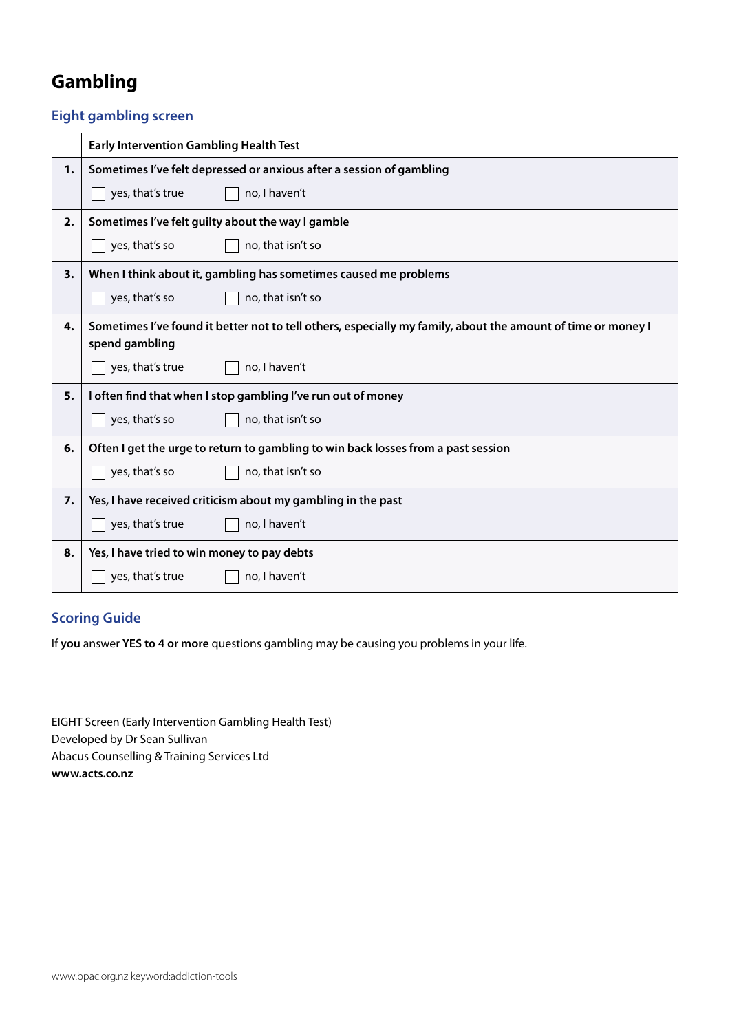# Gambling

## Eight gambling screen

| | Early Intervention Gambling Health Test |
|---|---|
| **1.** | **Sometimes I've felt depressed or anxious after a session of gambling**<br>☐ yes, that's true ☐ no, I haven't |
| **2.** | **Sometimes I've felt guilty about the way I gamble**<br>☐ yes, that's so ☐ no, that isn't so |
| **3.** | **When I think about it, gambling has sometimes caused me problems**<br>☐ yes, that's so ☐ no, that isn't so |
| **4.** | **Sometimes I've found it better not to tell others, especially my family, about the amount of time or money I spend gambling**<br>☐ yes, that's true ☐ no, I haven't |
| **5.** | **I often find that when I stop gambling I've run out of money**<br>☐ yes, that's so ☐ no, that isn't so |
| **6.** | **Often I get the urge to return to gambling to win back losses from a past session**<br>☐ yes, that's so ☐ no, that isn't so |
| **7.** | **Yes, I have received criticism about my gambling in the past**<br>☐ yes, that's true ☐ no, I haven't |
| **8.** | **Yes, I have tried to win money to pay debts**<br>☐ yes, that's true ☐ no, I haven't |

## Scoring Guide

If **you** answer **YES to 4 or more** questions gambling may be causing you problems in your life.

EIGHT Screen (Early Intervention Gambling Health Test)
Developed by Dr Sean Sullivan
Abacus Counselling & Training Services Ltd
**www.acts.co.nz**